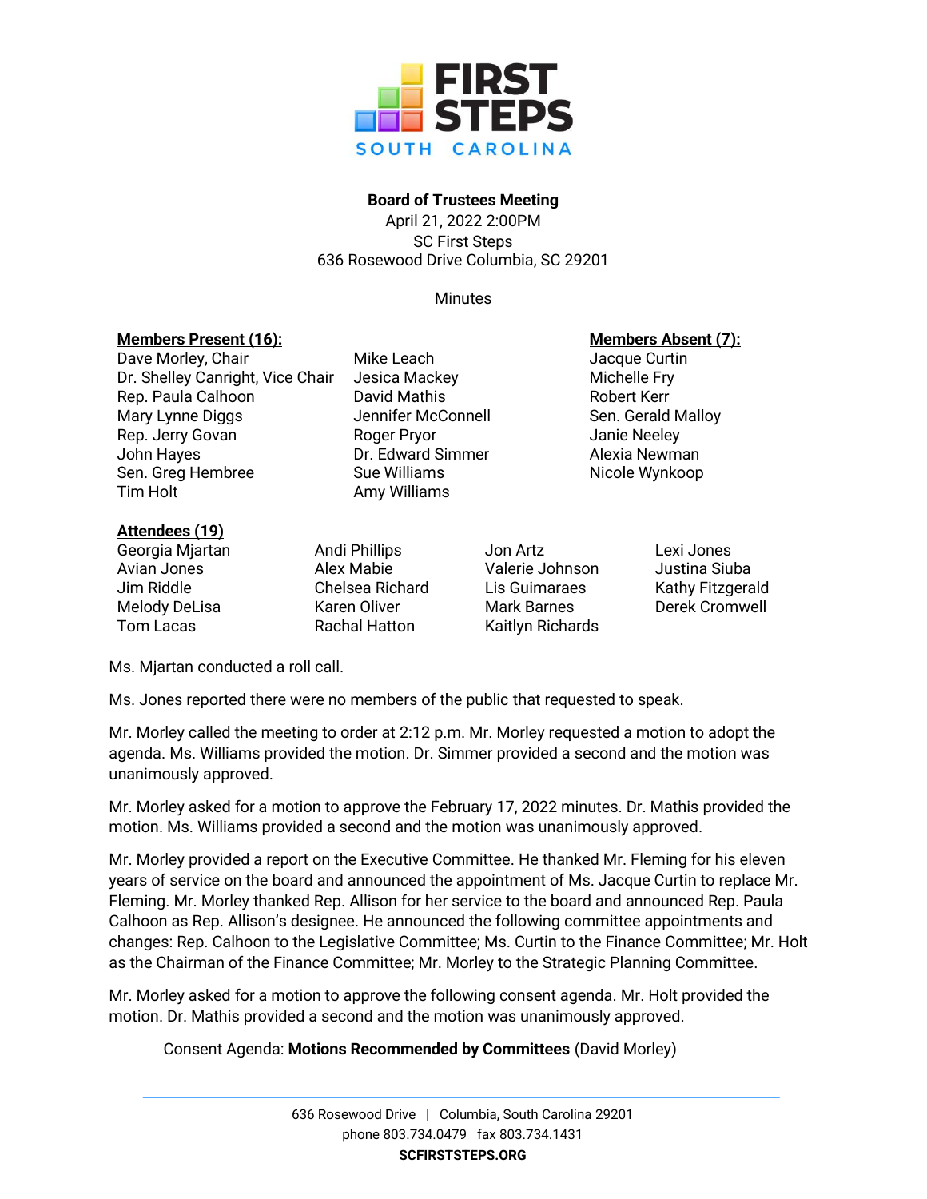# FIRST STEPS SOUTH CAROLINA

**Board of Trustees Meeting**
April 21, 2022 2:00PM
SC First Steps
636 Rosewood Drive Columbia, SC 29201

Minutes

**Members Present (16):**

Dave Morley, Chair
Dr. Shelley Canright, Vice Chair
Rep. Paula Calhoon
Mary Lynne Diggs
Rep. Jerry Govan
John Hayes
Sen. Greg Hembree
Tim Holt
Mike Leach
Jesica Mackey
David Mathis
Jennifer McConnell
Roger Pryor
Dr. Edward Simmer
Sue Williams
Amy Williams

**Members Absent (7):**

Jacque Curtin
Michelle Fry
Robert Kerr
Sen. Gerald Malloy
Janie Neeley
Alexia Newman
Nicole Wynkoop

**Attendees (19)**

Georgia Mjartan
Avian Jones
Jim Riddle
Melody DeLisa
Tom Lacas
Andi Phillips
Alex Mabie
Chelsea Richard
Karen Oliver
Rachal Hatton
Jon Artz
Valerie Johnson
Lis Guimaraes
Mark Barnes
Kaitlyn Richards
Lexi Jones
Justina Siuba
Kathy Fitzgerald
Derek Cromwell

Ms. Mjartan conducted a roll call.

Ms. Jones reported there were no members of the public that requested to speak.

Mr. Morley called the meeting to order at 2:12 p.m. Mr. Morley requested a motion to adopt the agenda. Ms. Williams provided the motion. Dr. Simmer provided a second and the motion was unanimously approved.

Mr. Morley asked for a motion to approve the February 17, 2022 minutes. Dr. Mathis provided the motion. Ms. Williams provided a second and the motion was unanimously approved.

Mr. Morley provided a report on the Executive Committee. He thanked Mr. Fleming for his eleven years of service on the board and announced the appointment of Ms. Jacque Curtin to replace Mr. Fleming. Mr. Morley thanked Rep. Allison for her service to the board and announced Rep. Paula Calhoon as Rep. Allison's designee. He announced the following committee appointments and changes: Rep. Calhoon to the Legislative Committee; Ms. Curtin to the Finance Committee; Mr. Holt as the Chairman of the Finance Committee; Mr. Morley to the Strategic Planning Committee.

Mr. Morley asked for a motion to approve the following consent agenda. Mr. Holt provided the motion. Dr. Mathis provided a second and the motion was unanimously approved.

Consent Agenda: **Motions Recommended by Committees** (David Morley)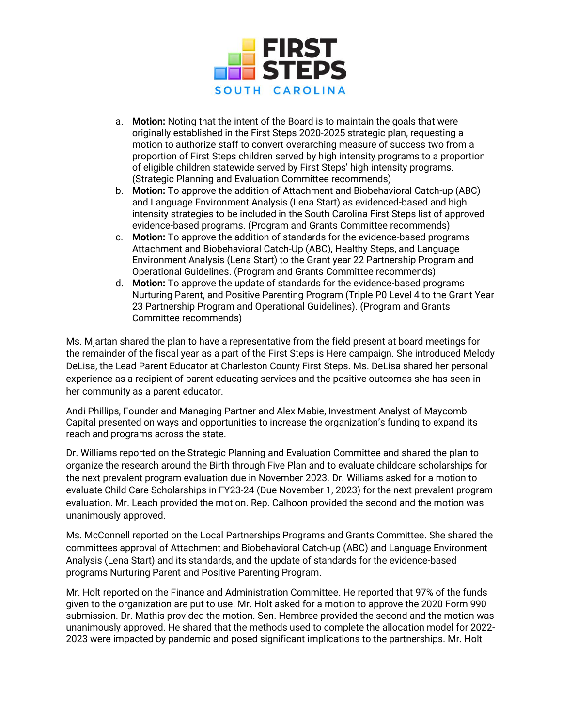a. **Motion:** Noting that the intent of the Board is to maintain the goals that were originally established in the First Steps 2020-2025 strategic plan, requesting a motion to authorize staff to convert overarching measure of success two from a proportion of First Steps children served by high intensity programs to a proportion of eligible children statewide served by First Steps' high intensity programs. (Strategic Planning and Evaluation Committee recommends)
b. **Motion:** To approve the addition of Attachment and Biobehavioral Catch-up (ABC) and Language Environment Analysis (Lena Start) as evidenced-based and high intensity strategies to be included in the South Carolina First Steps list of approved evidence-based programs. (Program and Grants Committee recommends)
c. **Motion:** To approve the addition of standards for the evidence-based programs Attachment and Biobehavioral Catch-Up (ABC), Healthy Steps, and Language Environment Analysis (Lena Start) to the Grant year 22 Partnership Program and Operational Guidelines. (Program and Grants Committee recommends)
d. **Motion:** To approve the update of standards for the evidence-based programs Nurturing Parent, and Positive Parenting Program (Triple P0 Level 4 to the Grant Year 23 Partnership Program and Operational Guidelines). (Program and Grants Committee recommends)

Ms. Mjartan shared the plan to have a representative from the field present at board meetings for the remainder of the fiscal year as a part of the First Steps is Here campaign. She introduced Melody DeLisa, the Lead Parent Educator at Charleston County First Steps. Ms. DeLisa shared her personal experience as a recipient of parent educating services and the positive outcomes she has seen in her community as a parent educator.

Andi Phillips, Founder and Managing Partner and Alex Mabie, Investment Analyst of Maycomb Capital presented on ways and opportunities to increase the organization's funding to expand its reach and programs across the state.

Dr. Williams reported on the Strategic Planning and Evaluation Committee and shared the plan to organize the research around the Birth through Five Plan and to evaluate childcare scholarships for the next prevalent program evaluation due in November 2023. Dr. Williams asked for a motion to evaluate Child Care Scholarships in FY23-24 (Due November 1, 2023) for the next prevalent program evaluation. Mr. Leach provided the motion. Rep. Calhoon provided the second and the motion was unanimously approved.

Ms. McConnell reported on the Local Partnerships Programs and Grants Committee. She shared the committees approval of Attachment and Biobehavioral Catch-up (ABC) and Language Environment Analysis (Lena Start) and its standards, and the update of standards for the evidence-based programs Nurturing Parent and Positive Parenting Program.

Mr. Holt reported on the Finance and Administration Committee. He reported that 97% of the funds given to the organization are put to use. Mr. Holt asked for a motion to approve the 2020 Form 990 submission. Dr. Mathis provided the motion. Sen. Hembree provided the second and the motion was unanimously approved. He shared that the methods used to complete the allocation model for 2022-2023 were impacted by pandemic and posed significant implications to the partnerships. Mr. Holt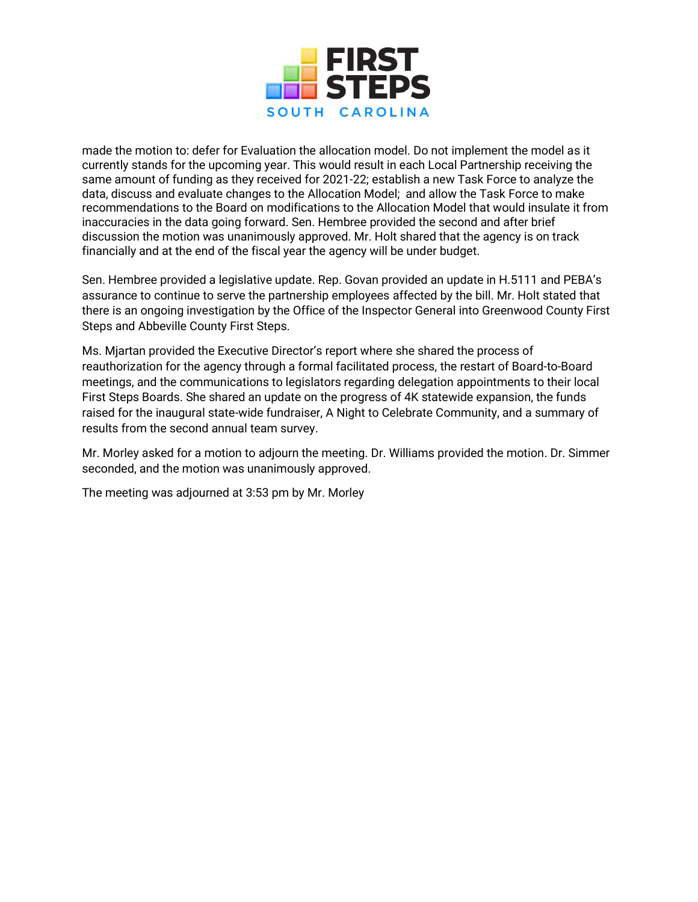made the motion to: defer for Evaluation the allocation model. Do not implement the model as it currently stands for the upcoming year. This would result in each Local Partnership receiving the same amount of funding as they received for 2021-22; establish a new Task Force to analyze the data, discuss and evaluate changes to the Allocation Model; and allow the Task Force to make recommendations to the Board on modifications to the Allocation Model that would insulate it from inaccuracies in the data going forward. Sen. Hembree provided the second and after brief discussion the motion was unanimously approved. Mr. Holt shared that the agency is on track financially and at the end of the fiscal year the agency will be under budget.

Sen. Hembree provided a legislative update. Rep. Govan provided an update in H.5111 and PEBA's assurance to continue to serve the partnership employees affected by the bill. Mr. Holt stated that there is an ongoing investigation by the Office of the Inspector General into Greenwood County First Steps and Abbeville County First Steps.

Ms. Mjartan provided the Executive Director's report where she shared the process of reauthorization for the agency through a formal facilitated process, the restart of Board-to-Board meetings, and the communications to legislators regarding delegation appointments to their local First Steps Boards. She shared an update on the progress of 4K statewide expansion, the funds raised for the inaugural state-wide fundraiser, A Night to Celebrate Community, and a summary of results from the second annual team survey.

Mr. Morley asked for a motion to adjourn the meeting. Dr. Williams provided the motion. Dr. Simmer seconded, and the motion was unanimously approved.

The meeting was adjourned at 3:53 pm by Mr. Morley